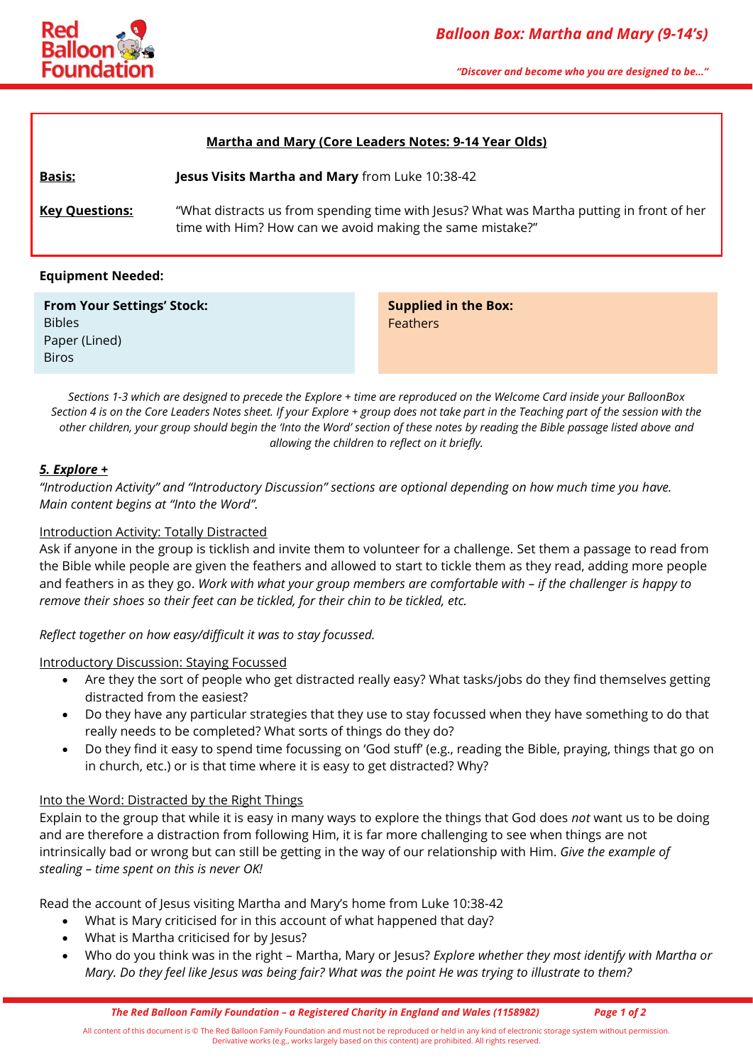**Martha and Mary (Core Leaders Notes: 9-14 Year Olds)**

| | |
|---|---|
| **Basis:** | **Jesus Visits Martha and Mary** from Luke 10:38-42 |
| **Key Questions:** | "What distracts us from spending time with Jesus? What was Martha putting in front of her time with Him? How can we avoid making the same mistake?" |

**Equipment Needed:**

| From Your Settings' Stock: | Supplied in the Box: |
|---|---|
| Bibles<br>Paper (Lined)<br>Biros | Feathers |

*Sections 1-3 which are designed to precede the Explore + time are reproduced on the Welcome Card inside your BalloonBox Section 4 is on the Core Leaders Notes sheet. If your Explore + group does not take part in the Teaching part of the session with the other children, your group should begin the 'Into the Word' section of these notes by reading the Bible passage listed above and allowing the children to reflect on it briefly.*

## *5. Explore +*

*"Introduction Activity" and "Introductory Discussion" sections are optional depending on how much time you have. Main content begins at "Into the Word".*

### Introduction Activity: Totally Distracted

Ask if anyone in the group is ticklish and invite them to volunteer for a challenge. Set them a passage to read from the Bible while people are given the feathers and allowed to start to tickle them as they read, adding more people and feathers in as they go. *Work with what your group members are comfortable with – if the challenger is happy to remove their shoes so their feet can be tickled, for their chin to be tickled, etc.*

*Reflect together on how easy/difficult it was to stay focussed.*

### Introductory Discussion: Staying Focussed

- Are they the sort of people who get distracted really easy? What tasks/jobs do they find themselves getting distracted from the easiest?
- Do they have any particular strategies that they use to stay focussed when they have something to do that really needs to be completed? What sorts of things do they do?
- Do they find it easy to spend time focussing on 'God stuff' (e.g., reading the Bible, praying, things that go on in church, etc.) or is that time where it is easy to get distracted? Why?

### Into the Word: Distracted by the Right Things

Explain to the group that while it is easy in many ways to explore the things that God does *not* want us to be doing and are therefore a distraction from following Him, it is far more challenging to see when things are not intrinsically bad or wrong but can still be getting in the way of our relationship with Him. *Give the example of stealing – time spent on this is never OK!*

Read the account of Jesus visiting Martha and Mary's home from Luke 10:38-42

- What is Mary criticised for in this account of what happened that day?
- What is Martha criticised for by Jesus?
- Who do you think was in the right – Martha, Mary or Jesus? *Explore whether they most identify with Martha or Mary. Do they feel like Jesus was being fair? What was the point He was trying to illustrate to them?*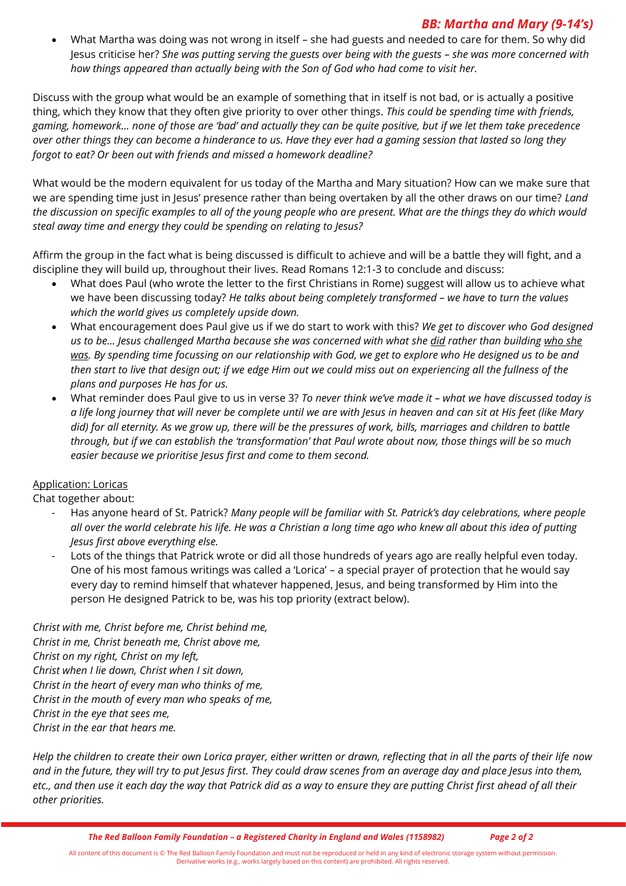- What Martha was doing was not wrong in itself – she had guests and needed to care for them. So why did Jesus criticise her? *She was putting serving the guests over being with the guests – she was more concerned with how things appeared than actually being with the Son of God who had come to visit her.*

Discuss with the group what would be an example of something that in itself is not bad, or is actually a positive thing, which they know that they often give priority to over other things. *This could be spending time with friends, gaming, homework… none of those are 'bad' and actually they can be quite positive, but if we let them take precedence over other things they can become a hinderance to us. Have they ever had a gaming session that lasted so long they forgot to eat? Or been out with friends and missed a homework deadline?*

What would be the modern equivalent for us today of the Martha and Mary situation? How can we make sure that we are spending time just in Jesus' presence rather than being overtaken by all the other draws on our time? *Land the discussion on specific examples to all of the young people who are present. What are the things they do which would steal away time and energy they could be spending on relating to Jesus?*

Affirm the group in the fact what is being discussed is difficult to achieve and will be a battle they will fight, and a discipline they will build up, throughout their lives. Read Romans 12:1-3 to conclude and discuss:

- What does Paul (who wrote the letter to the first Christians in Rome) suggest will allow us to achieve what we have been discussing today? *He talks about being completely transformed – we have to turn the values which the world gives us completely upside down.*
- What encouragement does Paul give us if we do start to work with this? *We get to discover who God designed us to be… Jesus challenged Martha because she was concerned with what she <u>did</u> rather than building <u>who she was</u>. By spending time focussing on our relationship with God, we get to explore who He designed us to be and then start to live that design out; if we edge Him out we could miss out on experiencing all the fullness of the plans and purposes He has for us.*
- What reminder does Paul give to us in verse 3? *To never think we've made it – what we have discussed today is a life long journey that will never be complete until we are with Jesus in heaven and can sit at His feet (like Mary did) for all eternity. As we grow up, there will be the pressures of work, bills, marriages and children to battle through, but if we can establish the 'transformation' that Paul wrote about now, those things will be so much easier because we prioritise Jesus first and come to them second.*

<u>Application: Loricas</u>

Chat together about:

- Has anyone heard of St. Patrick? *Many people will be familiar with St. Patrick's day celebrations, where people all over the world celebrate his life. He was a Christian a long time ago who knew all about this idea of putting Jesus first above everything else.*
- Lots of the things that Patrick wrote or did all those hundreds of years ago are really helpful even today. One of his most famous writings was called a 'Lorica' – a special prayer of protection that he would say every day to remind himself that whatever happened, Jesus, and being transformed by Him into the person He designed Patrick to be, was his top priority (extract below).

*Christ with me, Christ before me, Christ behind me,*  
*Christ in me, Christ beneath me, Christ above me,*  
*Christ on my right, Christ on my left,*  
*Christ when I lie down, Christ when I sit down,*  
*Christ in the heart of every man who thinks of me,*  
*Christ in the mouth of every man who speaks of me,*  
*Christ in the eye that sees me,*  
*Christ in the ear that hears me.*

*Help the children to create their own Lorica prayer, either written or drawn, reflecting that in all the parts of their life now and in the future, they will try to put Jesus first. They could draw scenes from an average day and place Jesus into them, etc., and then use it each day the way that Patrick did as a way to ensure they are putting Christ first ahead of all their other priorities.*